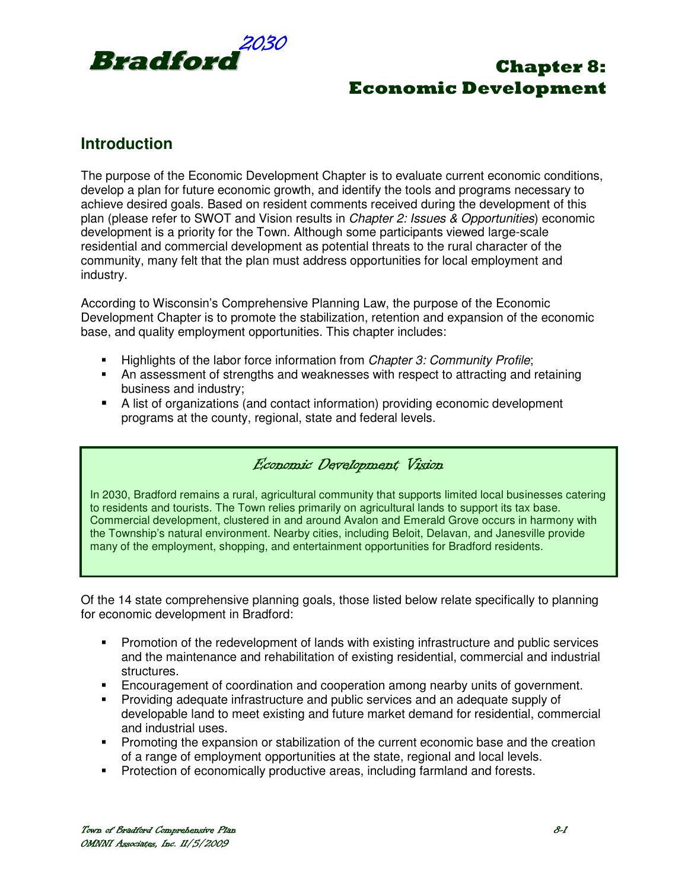# Bradford 2030

# Chapter 8: Economic Development

## Introduction

The purpose of the Economic Development Chapter is to evaluate current economic conditions, develop a plan for future economic growth, and identify the tools and programs necessary to achieve desired goals. Based on resident comments received during the development of this plan (please refer to SWOT and Vision results in *Chapter 2: Issues & Opportunities*) economic development is a priority for the Town. Although some participants viewed large-scale residential and commercial development as potential threats to the rural character of the community, many felt that the plan must address opportunities for local employment and industry.

According to Wisconsin's Comprehensive Planning Law, the purpose of the Economic Development Chapter is to promote the stabilization, retention and expansion of the economic base, and quality employment opportunities. This chapter includes:

- Highlights of the labor force information from *Chapter 3: Community Profile*;
- An assessment of strengths and weaknesses with respect to attracting and retaining business and industry;
- A list of organizations (and contact information) providing economic development programs at the county, regional, state and federal levels.

### *Economic Development Vision*

In 2030, Bradford remains a rural, agricultural community that supports limited local businesses catering to residents and tourists. The Town relies primarily on agricultural lands to support its tax base. Commercial development, clustered in and around Avalon and Emerald Grove occurs in harmony with the Township's natural environment. Nearby cities, including Beloit, Delavan, and Janesville provide many of the employment, shopping, and entertainment opportunities for Bradford residents.

Of the 14 state comprehensive planning goals, those listed below relate specifically to planning for economic development in Bradford:

- Promotion of the redevelopment of lands with existing infrastructure and public services and the maintenance and rehabilitation of existing residential, commercial and industrial structures.
- Encouragement of coordination and cooperation among nearby units of government.
- Providing adequate infrastructure and public services and an adequate supply of developable land to meet existing and future market demand for residential, commercial and industrial uses.
- Promoting the expansion or stabilization of the current economic base and the creation of a range of employment opportunities at the state, regional and local levels.
- Protection of economically productive areas, including farmland and forests.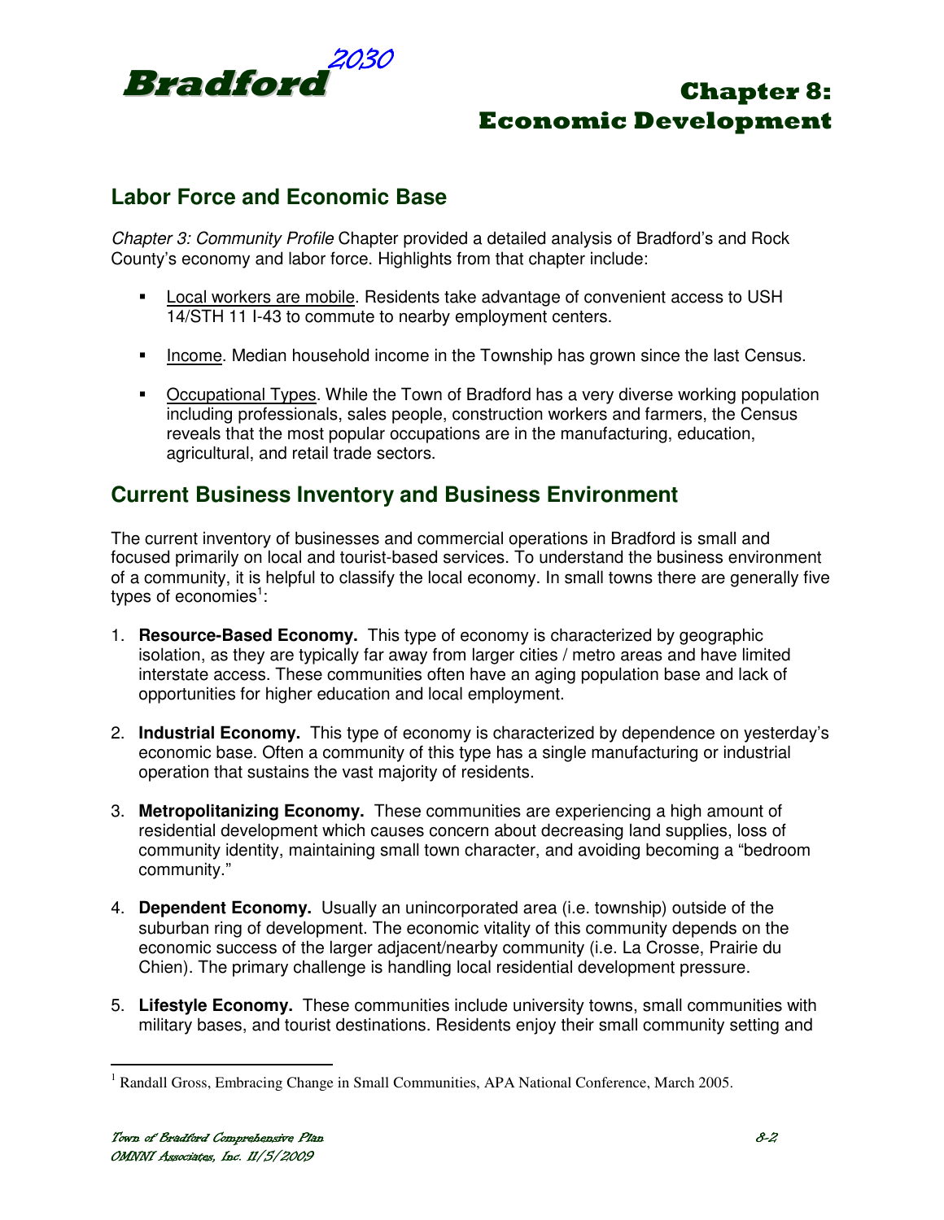# Chapter 8: Economic Development

## Labor Force and Economic Base

*Chapter 3: Community Profile* Chapter provided a detailed analysis of Bradford's and Rock County's economy and labor force. Highlights from that chapter include:

- Local workers are mobile. Residents take advantage of convenient access to USH 14/STH 11 I-43 to commute to nearby employment centers.
- Income. Median household income in the Township has grown since the last Census.
- Occupational Types. While the Town of Bradford has a very diverse working population including professionals, sales people, construction workers and farmers, the Census reveals that the most popular occupations are in the manufacturing, education, agricultural, and retail trade sectors.

## Current Business Inventory and Business Environment

The current inventory of businesses and commercial operations in Bradford is small and focused primarily on local and tourist-based services. To understand the business environment of a community, it is helpful to classify the local economy. In small towns there are generally five types of economies[1]:

1. **Resource-Based Economy.** This type of economy is characterized by geographic isolation, as they are typically far away from larger cities / metro areas and have limited interstate access. These communities often have an aging population base and lack of opportunities for higher education and local employment.
2. **Industrial Economy.** This type of economy is characterized by dependence on yesterday's economic base. Often a community of this type has a single manufacturing or industrial operation that sustains the vast majority of residents.
3. **Metropolitanizing Economy.** These communities are experiencing a high amount of residential development which causes concern about decreasing land supplies, loss of community identity, maintaining small town character, and avoiding becoming a "bedroom community."
4. **Dependent Economy.** Usually an unincorporated area (i.e. township) outside of the suburban ring of development. The economic vitality of this community depends on the economic success of the larger adjacent/nearby community (i.e. La Crosse, Prairie du Chien). The primary challenge is handling local residential development pressure.
5. **Lifestyle Economy.** These communities include university towns, small communities with military bases, and tourist destinations. Residents enjoy their small community setting and

[1] Randall Gross, Embracing Change in Small Communities, APA National Conference, March 2005.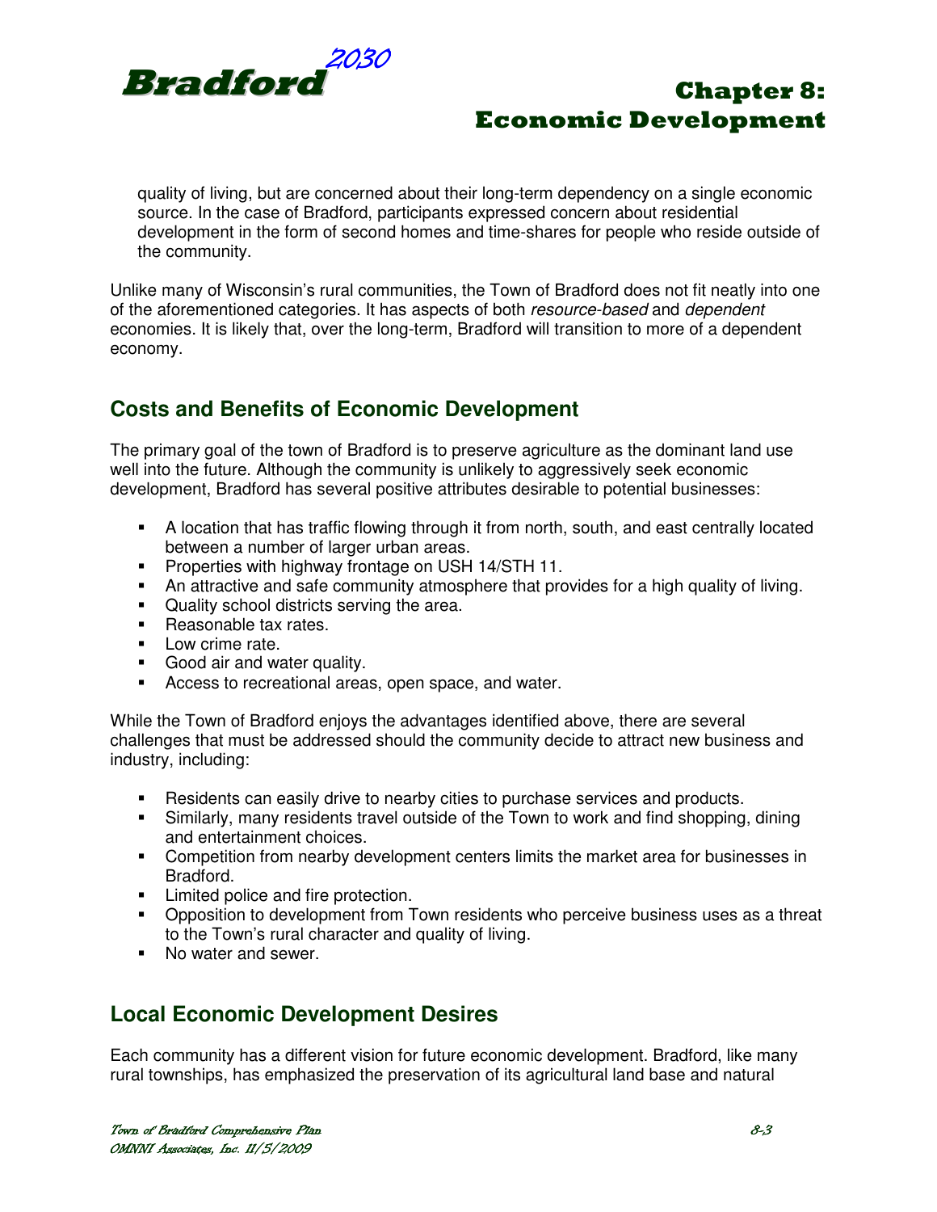quality of living, but are concerned about their long-term dependency on a single economic source. In the case of Bradford, participants expressed concern about residential development in the form of second homes and time-shares for people who reside outside of the community.

Unlike many of Wisconsin's rural communities, the Town of Bradford does not fit neatly into one of the aforementioned categories. It has aspects of both *resource-based* and *dependent* economies. It is likely that, over the long-term, Bradford will transition to more of a dependent economy.

## Costs and Benefits of Economic Development

The primary goal of the town of Bradford is to preserve agriculture as the dominant land use well into the future. Although the community is unlikely to aggressively seek economic development, Bradford has several positive attributes desirable to potential businesses:

- A location that has traffic flowing through it from north, south, and east centrally located between a number of larger urban areas.
- Properties with highway frontage on USH 14/STH 11.
- An attractive and safe community atmosphere that provides for a high quality of living.
- Quality school districts serving the area.
- Reasonable tax rates.
- Low crime rate.
- Good air and water quality.
- Access to recreational areas, open space, and water.

While the Town of Bradford enjoys the advantages identified above, there are several challenges that must be addressed should the community decide to attract new business and industry, including:

- Residents can easily drive to nearby cities to purchase services and products.
- Similarly, many residents travel outside of the Town to work and find shopping, dining and entertainment choices.
- Competition from nearby development centers limits the market area for businesses in Bradford.
- Limited police and fire protection.
- Opposition to development from Town residents who perceive business uses as a threat to the Town's rural character and quality of living.
- No water and sewer.

## Local Economic Development Desires

Each community has a different vision for future economic development. Bradford, like many rural townships, has emphasized the preservation of its agricultural land base and natural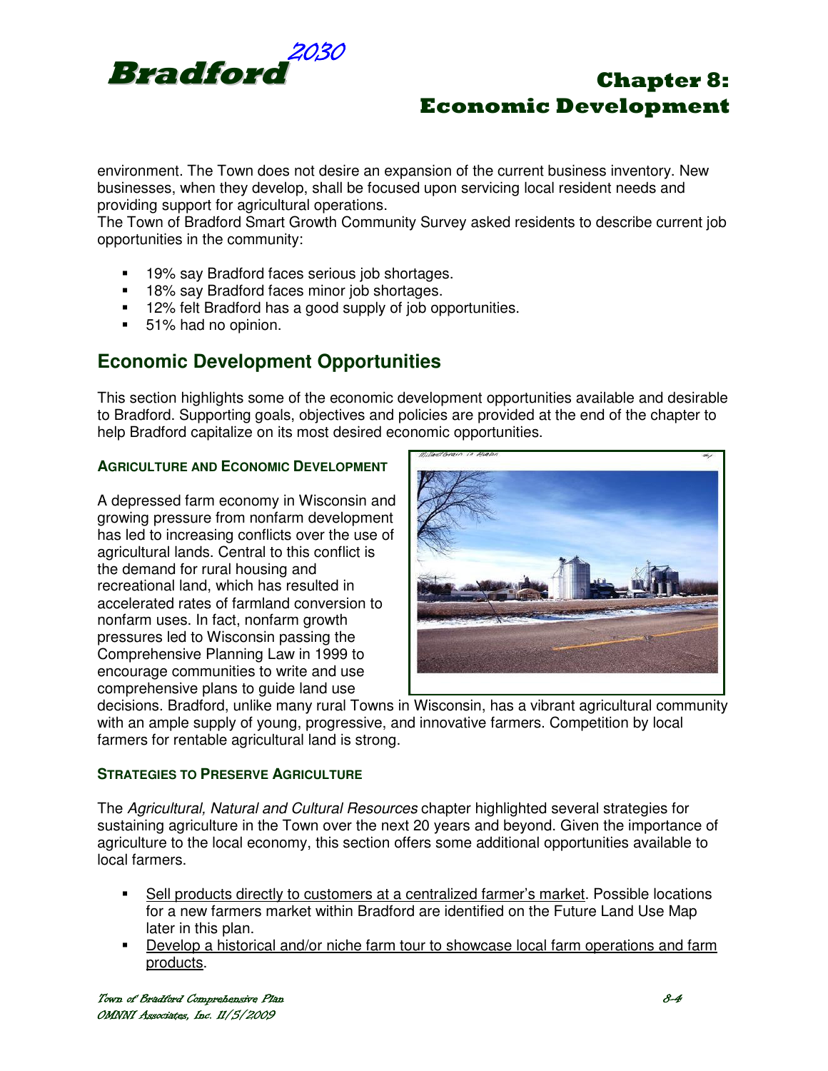environment. The Town does not desire an expansion of the current business inventory. New businesses, when they develop, shall be focused upon servicing local resident needs and providing support for agricultural operations.
The Town of Bradford Smart Growth Community Survey asked residents to describe current job opportunities in the community:

- 19% say Bradford faces serious job shortages.
- 18% say Bradford faces minor job shortages.
- 12% felt Bradford has a good supply of job opportunities.
- 51% had no opinion.

## Economic Development Opportunities

This section highlights some of the economic development opportunities available and desirable to Bradford. Supporting goals, objectives and policies are provided at the end of the chapter to help Bradford capitalize on its most desired economic opportunities.

### AGRICULTURE AND ECONOMIC DEVELOPMENT

A depressed farm economy in Wisconsin and growing pressure from nonfarm development has led to increasing conflicts over the use of agricultural lands. Central to this conflict is the demand for rural housing and recreational land, which has resulted in accelerated rates of farmland conversion to nonfarm uses. In fact, nonfarm growth pressures led to Wisconsin passing the Comprehensive Planning Law in 1999 to encourage communities to write and use comprehensive plans to guide land use decisions. Bradford, unlike many rural Towns in Wisconsin, has a vibrant agricultural community with an ample supply of young, progressive, and innovative farmers. Competition by local farmers for rentable agricultural land is strong.

### STRATEGIES TO PRESERVE AGRICULTURE

The *Agricultural, Natural and Cultural Resources* chapter highlighted several strategies for sustaining agriculture in the Town over the next 20 years and beyond. Given the importance of agriculture to the local economy, this section offers some additional opportunities available to local farmers.

- Sell products directly to customers at a centralized farmer's market. Possible locations for a new farmers market within Bradford are identified on the Future Land Use Map later in this plan.
- Develop a historical and/or niche farm tour to showcase local farm operations and farm products.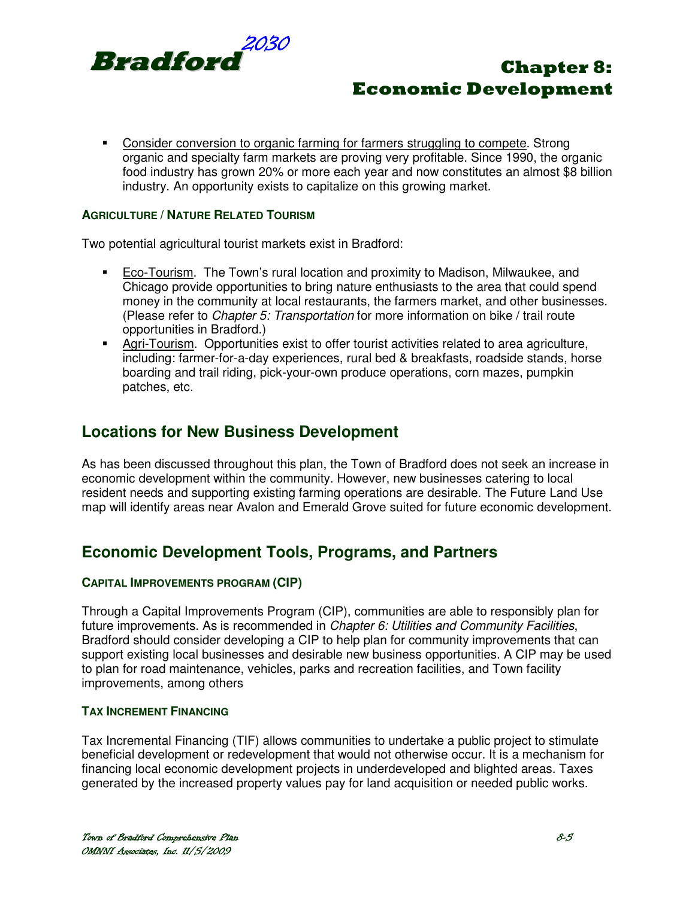- Consider conversion to organic farming for farmers struggling to compete. Strong organic and specialty farm markets are proving very profitable. Since 1990, the organic food industry has grown 20% or more each year and now constitutes an almost $8 billion industry. An opportunity exists to capitalize on this growing market.

#### AGRICULTURE / NATURE RELATED TOURISM

Two potential agricultural tourist markets exist in Bradford:

- Eco-Tourism. The Town's rural location and proximity to Madison, Milwaukee, and Chicago provide opportunities to bring nature enthusiasts to the area that could spend money in the community at local restaurants, the farmers market, and other businesses. (Please refer to *Chapter 5: Transportation* for more information on bike / trail route opportunities in Bradford.)
- Agri-Tourism. Opportunities exist to offer tourist activities related to area agriculture, including: farmer-for-a-day experiences, rural bed & breakfasts, roadside stands, horse boarding and trail riding, pick-your-own produce operations, corn mazes, pumpkin patches, etc.

## Locations for New Business Development

As has been discussed throughout this plan, the Town of Bradford does not seek an increase in economic development within the community. However, new businesses catering to local resident needs and supporting existing farming operations are desirable. The Future Land Use map will identify areas near Avalon and Emerald Grove suited for future economic development.

## Economic Development Tools, Programs, and Partners

#### CAPITAL IMPROVEMENTS PROGRAM (CIP)

Through a Capital Improvements Program (CIP), communities are able to responsibly plan for future improvements. As is recommended in *Chapter 6: Utilities and Community Facilities*, Bradford should consider developing a CIP to help plan for community improvements that can support existing local businesses and desirable new business opportunities. A CIP may be used to plan for road maintenance, vehicles, parks and recreation facilities, and Town facility improvements, among others

#### TAX INCREMENT FINANCING

Tax Incremental Financing (TIF) allows communities to undertake a public project to stimulate beneficial development or redevelopment that would not otherwise occur. It is a mechanism for financing local economic development projects in underdeveloped and blighted areas. Taxes generated by the increased property values pay for land acquisition or needed public works.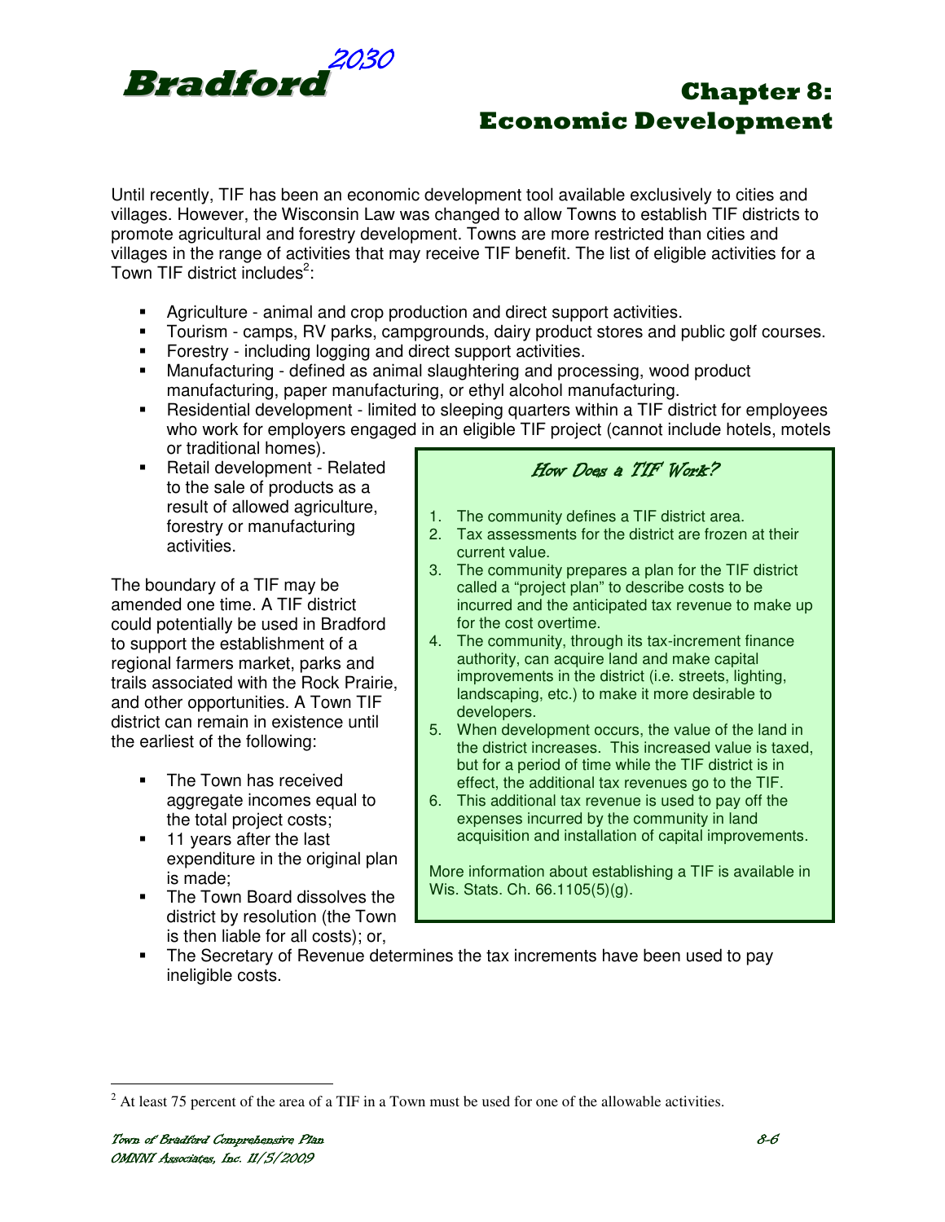Until recently, TIF has been an economic development tool available exclusively to cities and villages. However, the Wisconsin Law was changed to allow Towns to establish TIF districts to promote agricultural and forestry development. Towns are more restricted than cities and villages in the range of activities that may receive TIF benefit. The list of eligible activities for a Town TIF district includes[2]:

- Agriculture - animal and crop production and direct support activities.
- Tourism - camps, RV parks, campgrounds, dairy product stores and public golf courses.
- Forestry - including logging and direct support activities.
- Manufacturing - defined as animal slaughtering and processing, wood product manufacturing, paper manufacturing, or ethyl alcohol manufacturing.
- Residential development - limited to sleeping quarters within a TIF district for employees who work for employers engaged in an eligible TIF project (cannot include hotels, motels or traditional homes).
- Retail development - Related to the sale of products as a result of allowed agriculture, forestry or manufacturing activities.

The boundary of a TIF may be amended one time. A TIF district could potentially be used in Bradford to support the establishment of a regional farmers market, parks and trails associated with the Rock Prairie, and other opportunities. A Town TIF district can remain in existence until the earliest of the following:

- The Town has received aggregate incomes equal to the total project costs;
- 11 years after the last expenditure in the original plan is made;
- The Town Board dissolves the district by resolution (the Town is then liable for all costs); or,
- The Secretary of Revenue determines the tax increments have been used to pay ineligible costs.

### *How Does a TIF Work?*

1. The community defines a TIF district area.
2. Tax assessments for the district are frozen at their current value.
3. The community prepares a plan for the TIF district called a "project plan" to describe costs to be incurred and the anticipated tax revenue to make up for the cost overtime.
4. The community, through its tax-increment finance authority, can acquire land and make capital improvements in the district (i.e. streets, lighting, landscaping, etc.) to make it more desirable to developers.
5. When development occurs, the value of the land in the district increases. This increased value is taxed, but for a period of time while the TIF district is in effect, the additional tax revenues go to the TIF.
6. This additional tax revenue is used to pay off the expenses incurred by the community in land acquisition and installation of capital improvements.

More information about establishing a TIF is available in Wis. Stats. Ch. 66.1105(5)(g).

---

[2] At least 75 percent of the area of a TIF in a Town must be used for one of the allowable activities.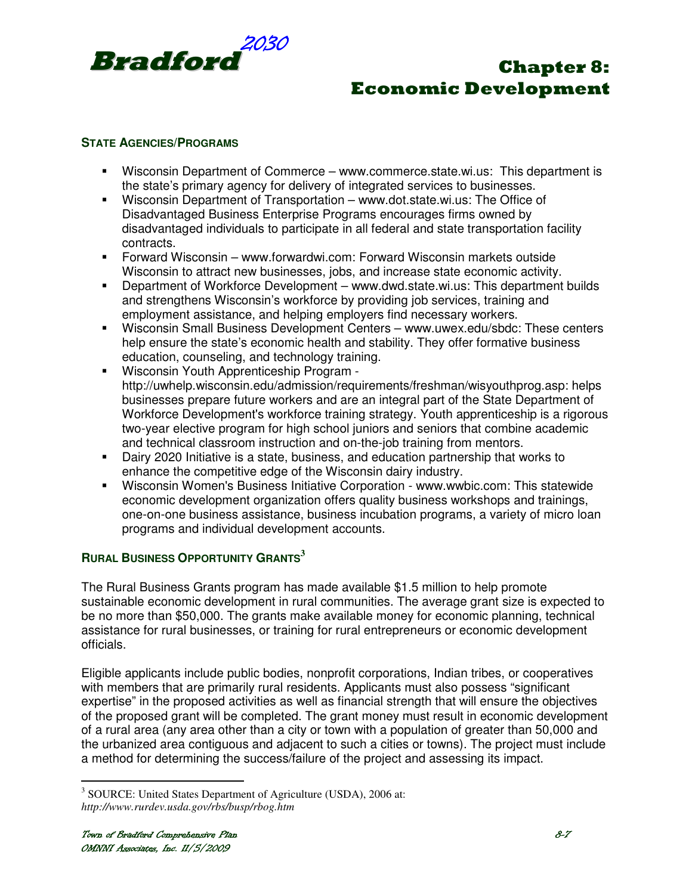### State Agencies/Programs

- Wisconsin Department of Commerce – www.commerce.state.wi.us: This department is the state's primary agency for delivery of integrated services to businesses.
- Wisconsin Department of Transportation – www.dot.state.wi.us: The Office of Disadvantaged Business Enterprise Programs encourages firms owned by disadvantaged individuals to participate in all federal and state transportation facility contracts.
- Forward Wisconsin – www.forwardwi.com: Forward Wisconsin markets outside Wisconsin to attract new businesses, jobs, and increase state economic activity.
- Department of Workforce Development – www.dwd.state.wi.us: This department builds and strengthens Wisconsin's workforce by providing job services, training and employment assistance, and helping employers find necessary workers.
- Wisconsin Small Business Development Centers – www.uwex.edu/sbdc: These centers help ensure the state's economic health and stability. They offer formative business education, counseling, and technology training.
- Wisconsin Youth Apprenticeship Program - http://uwhelp.wisconsin.edu/admission/requirements/freshman/wisyouthprog.asp: helps businesses prepare future workers and are an integral part of the State Department of Workforce Development's workforce training strategy. Youth apprenticeship is a rigorous two-year elective program for high school juniors and seniors that combine academic and technical classroom instruction and on-the-job training from mentors.
- Dairy 2020 Initiative is a state, business, and education partnership that works to enhance the competitive edge of the Wisconsin dairy industry.
- Wisconsin Women's Business Initiative Corporation - www.wwbic.com: This statewide economic development organization offers quality business workshops and trainings, one-on-one business assistance, business incubation programs, a variety of micro loan programs and individual development accounts.

### Rural Business Opportunity Grants[3]

The Rural Business Grants program has made available $1.5 million to help promote sustainable economic development in rural communities. The average grant size is expected to be no more than $50,000. The grants make available money for economic planning, technical assistance for rural businesses, or training for rural entrepreneurs or economic development officials.

Eligible applicants include public bodies, nonprofit corporations, Indian tribes, or cooperatives with members that are primarily rural residents. Applicants must also possess "significant expertise" in the proposed activities as well as financial strength that will ensure the objectives of the proposed grant will be completed. The grant money must result in economic development of a rural area (any area other than a city or town with a population of greater than 50,000 and the urbanized area contiguous and adjacent to such a cities or towns). The project must include a method for determining the success/failure of the project and assessing its impact.

[3] SOURCE: United States Department of Agriculture (USDA), 2006 at: *http://www.rurdev.usda.gov/rbs/busp/rbog.htm*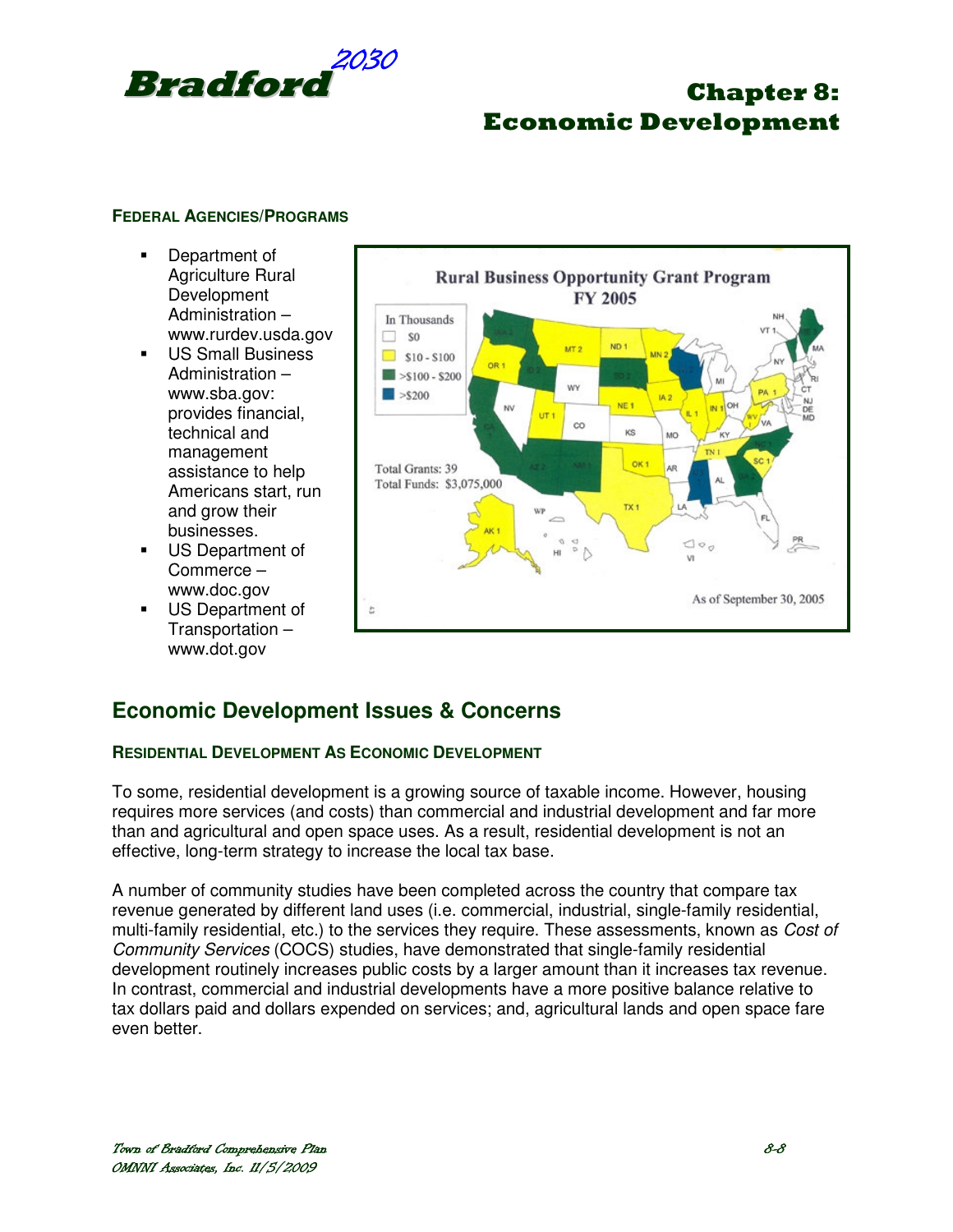### FEDERAL AGENCIES/PROGRAMS

- Department of Agriculture Rural Development Administration – www.rurdev.usda.gov
- US Small Business Administration – www.sba.gov: provides financial, technical and management assistance to help Americans start, run and grow their businesses.
- US Department of Commerce – www.doc.gov
- US Department of Transportation – www.dot.gov

## Economic Development Issues & Concerns

### RESIDENTIAL DEVELOPMENT AS ECONOMIC DEVELOPMENT

To some, residential development is a growing source of taxable income. However, housing requires more services (and costs) than commercial and industrial development and far more than and agricultural and open space uses. As a result, residential development is not an effective, long-term strategy to increase the local tax base.

A number of community studies have been completed across the country that compare tax revenue generated by different land uses (i.e. commercial, industrial, single-family residential, multi-family residential, etc.) to the services they require. These assessments, known as *Cost of Community Services* (COCS) studies, have demonstrated that single-family residential development routinely increases public costs by a larger amount than it increases tax revenue. In contrast, commercial and industrial developments have a more positive balance relative to tax dollars paid and dollars expended on services; and, agricultural lands and open space fare even better.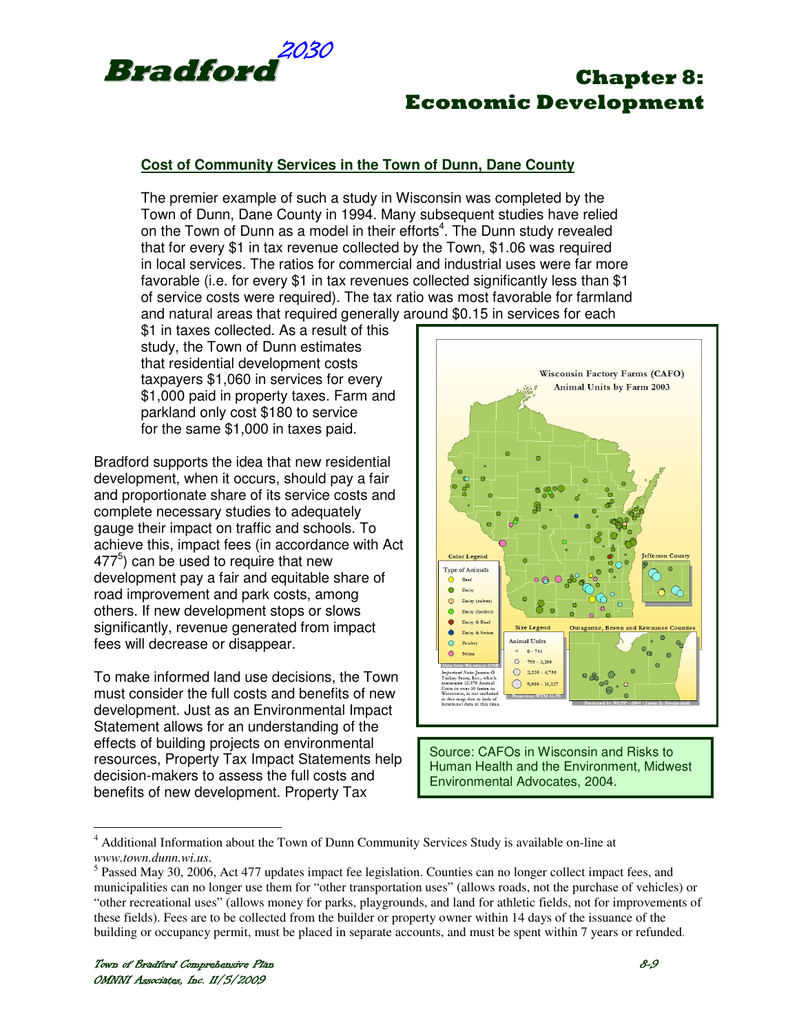### Cost of Community Services in the Town of Dunn, Dane County

The premier example of such a study in Wisconsin was completed by the Town of Dunn, Dane County in 1994. Many subsequent studies have relied on the Town of Dunn as a model in their efforts[4]. The Dunn study revealed that for every $1 in tax revenue collected by the Town, $1.06 was required in local services. The ratios for commercial and industrial uses were far more favorable (i.e. for every $1 in tax revenues collected significantly less than $1 of service costs were required). The tax ratio was most favorable for farmland and natural areas that required generally around $0.15 in services for each $1 in taxes collected. As a result of this study, the Town of Dunn estimates that residential development costs taxpayers $1,060 in services for every $1,000 paid in property taxes. Farm and parkland only cost $180 to service for the same $1,000 in taxes paid.

Bradford supports the idea that new residential development, when it occurs, should pay a fair and proportionate share of its service costs and complete necessary studies to adequately gauge their impact on traffic and schools. To achieve this, impact fees (in accordance with Act 477[5]) can be used to require that new development pay a fair and equitable share of road improvement and park costs, among others. If new development stops or slows significantly, revenue generated from impact fees will decrease or disappear.

To make informed land use decisions, the Town must consider the full costs and benefits of new development. Just as an Environmental Impact Statement allows for an understanding of the effects of building projects on environmental resources, Property Tax Impact Statements help decision-makers to assess the full costs and benefits of new development. Property Tax

Source: CAFOs in Wisconsin and Risks to Human Health and the Environment, Midwest Environmental Advocates, 2004.

---

[4] Additional Information about the Town of Dunn Community Services Study is available on-line at *www.town.dunn.wi.us*.

[5] Passed May 30, 2006, Act 477 updates impact fee legislation. Counties can no longer collect impact fees, and municipalities can no longer use them for "other transportation uses" (allows roads, not the purchase of vehicles) or "other recreational uses" (allows money for parks, playgrounds, and land for athletic fields, not for improvements of these fields). Fees are to be collected from the builder or property owner within 14 days of the issuance of the building or occupancy permit, must be placed in separate accounts, and must be spent within 7 years or refunded.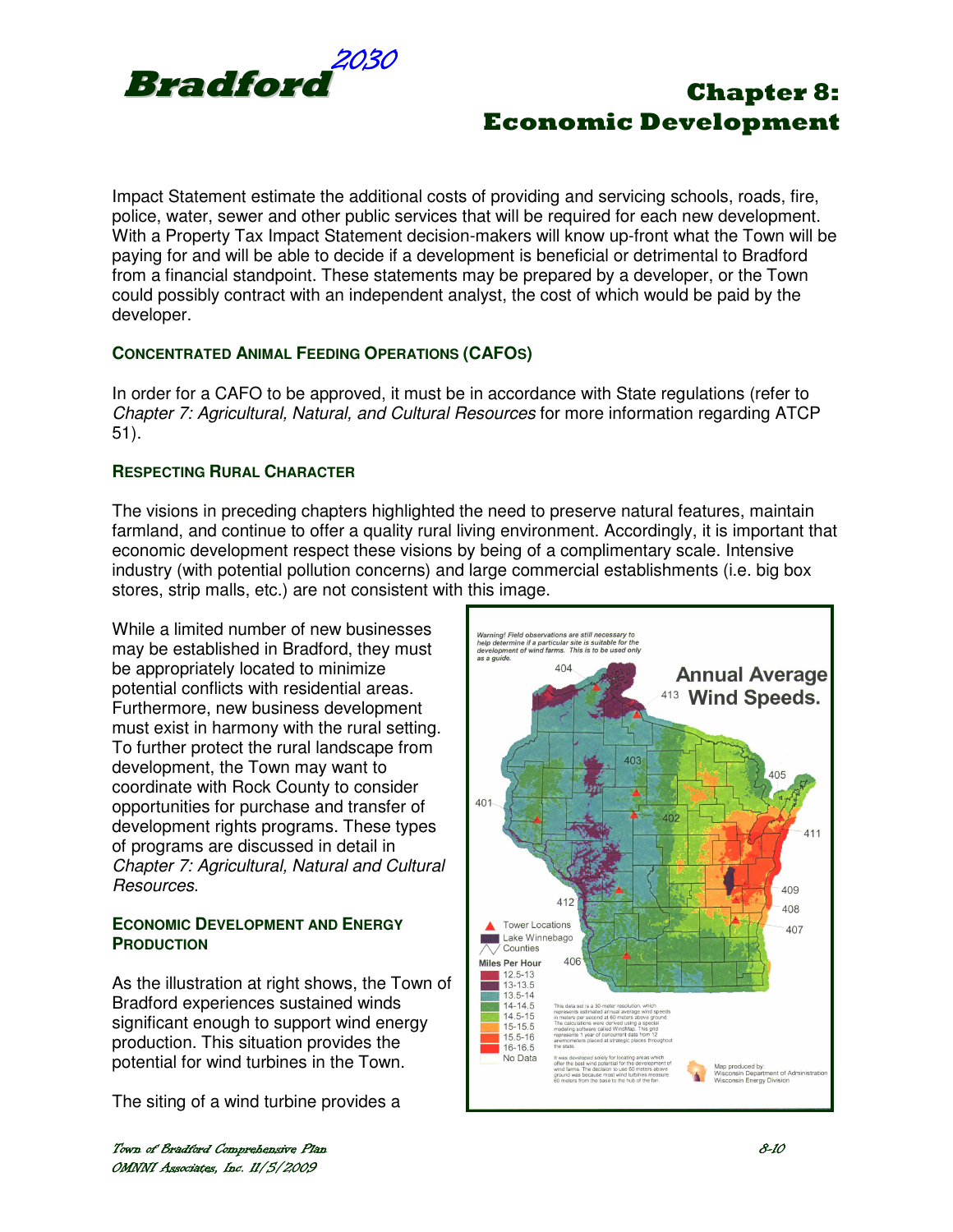Impact Statement estimate the additional costs of providing and servicing schools, roads, fire, police, water, sewer and other public services that will be required for each new development. With a Property Tax Impact Statement decision-makers will know up-front what the Town will be paying for and will be able to decide if a development is beneficial or detrimental to Bradford from a financial standpoint. These statements may be prepared by a developer, or the Town could possibly contract with an independent analyst, the cost of which would be paid by the developer.

### CONCENTRATED ANIMAL FEEDING OPERATIONS (CAFOS)

In order for a CAFO to be approved, it must be in accordance with State regulations (refer to *Chapter 7: Agricultural, Natural, and Cultural Resources* for more information regarding ATCP 51).

### RESPECTING RURAL CHARACTER

The visions in preceding chapters highlighted the need to preserve natural features, maintain farmland, and continue to offer a quality rural living environment. Accordingly, it is important that economic development respect these visions by being of a complimentary scale. Intensive industry (with potential pollution concerns) and large commercial establishments (i.e. big box stores, strip malls, etc.) are not consistent with this image.

While a limited number of new businesses may be established in Bradford, they must be appropriately located to minimize potential conflicts with residential areas. Furthermore, new business development must exist in harmony with the rural setting. To further protect the rural landscape from development, the Town may want to coordinate with Rock County to consider opportunities for purchase and transfer of development rights programs. These types of programs are discussed in detail in *Chapter 7: Agricultural, Natural and Cultural Resources*.

### ECONOMIC DEVELOPMENT AND ENERGY PRODUCTION

As the illustration at right shows, the Town of Bradford experiences sustained winds significant enough to support wind energy production. This situation provides the potential for wind turbines in the Town.

The siting of a wind turbine provides a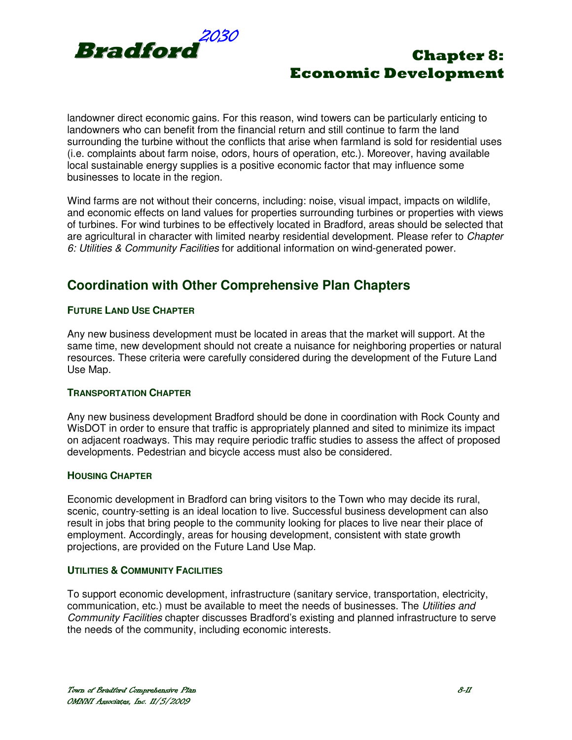landowner direct economic gains. For this reason, wind towers can be particularly enticing to landowners who can benefit from the financial return and still continue to farm the land surrounding the turbine without the conflicts that arise when farmland is sold for residential uses (i.e. complaints about farm noise, odors, hours of operation, etc.). Moreover, having available local sustainable energy supplies is a positive economic factor that may influence some businesses to locate in the region.

Wind farms are not without their concerns, including: noise, visual impact, impacts on wildlife, and economic effects on land values for properties surrounding turbines or properties with views of turbines. For wind turbines to be effectively located in Bradford, areas should be selected that are agricultural in character with limited nearby residential development. Please refer to *Chapter 6: Utilities & Community Facilities* for additional information on wind-generated power.

## Coordination with Other Comprehensive Plan Chapters

### FUTURE LAND USE CHAPTER

Any new business development must be located in areas that the market will support. At the same time, new development should not create a nuisance for neighboring properties or natural resources. These criteria were carefully considered during the development of the Future Land Use Map.

### TRANSPORTATION CHAPTER

Any new business development Bradford should be done in coordination with Rock County and WisDOT in order to ensure that traffic is appropriately planned and sited to minimize its impact on adjacent roadways. This may require periodic traffic studies to assess the affect of proposed developments. Pedestrian and bicycle access must also be considered.

### HOUSING CHAPTER

Economic development in Bradford can bring visitors to the Town who may decide its rural, scenic, country-setting is an ideal location to live. Successful business development can also result in jobs that bring people to the community looking for places to live near their place of employment. Accordingly, areas for housing development, consistent with state growth projections, are provided on the Future Land Use Map.

### UTILITIES & COMMUNITY FACILITIES

To support economic development, infrastructure (sanitary service, transportation, electricity, communication, etc.) must be available to meet the needs of businesses. The *Utilities and Community Facilities* chapter discusses Bradford's existing and planned infrastructure to serve the needs of the community, including economic interests.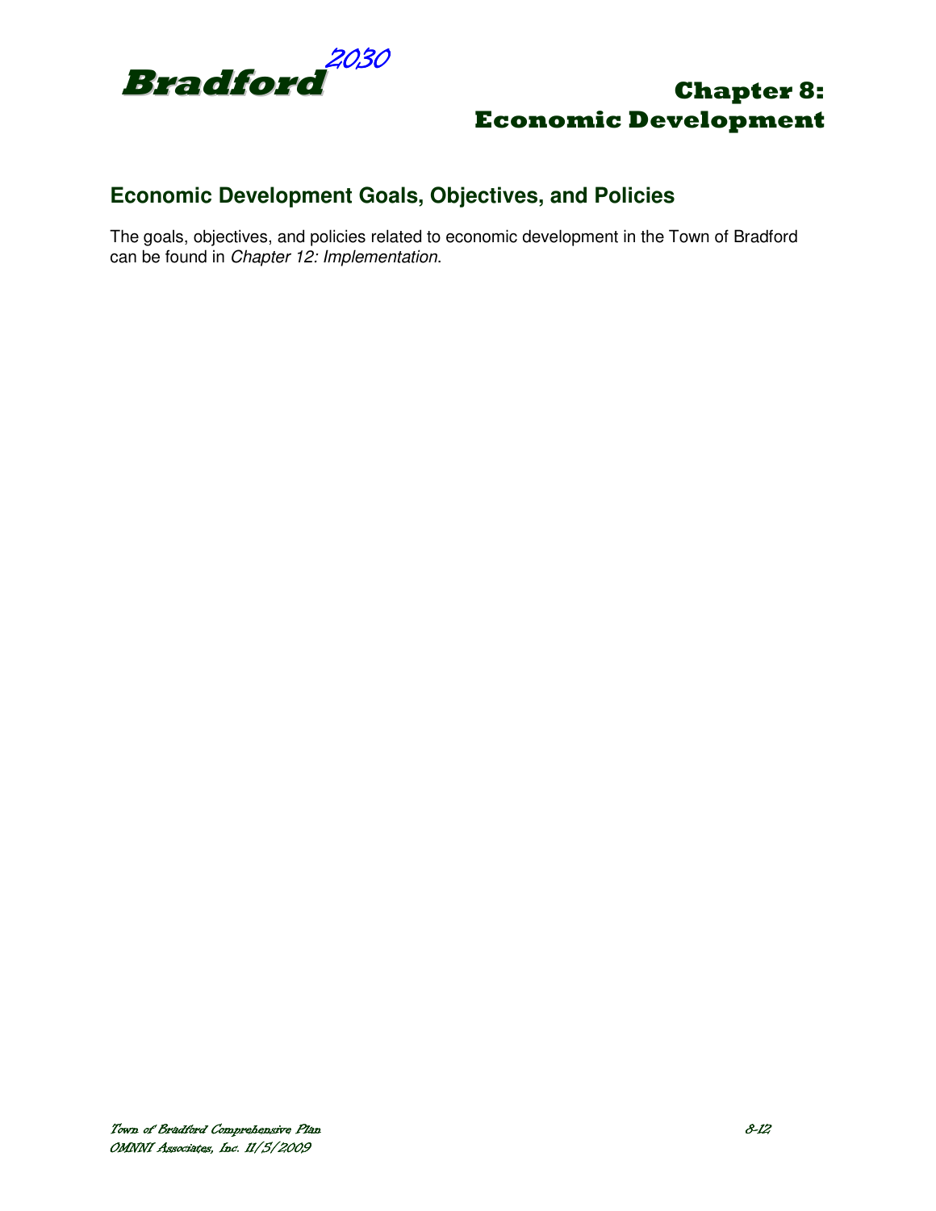## Economic Development Goals, Objectives, and Policies

The goals, objectives, and policies related to economic development in the Town of Bradford can be found in *Chapter 12: Implementation*.